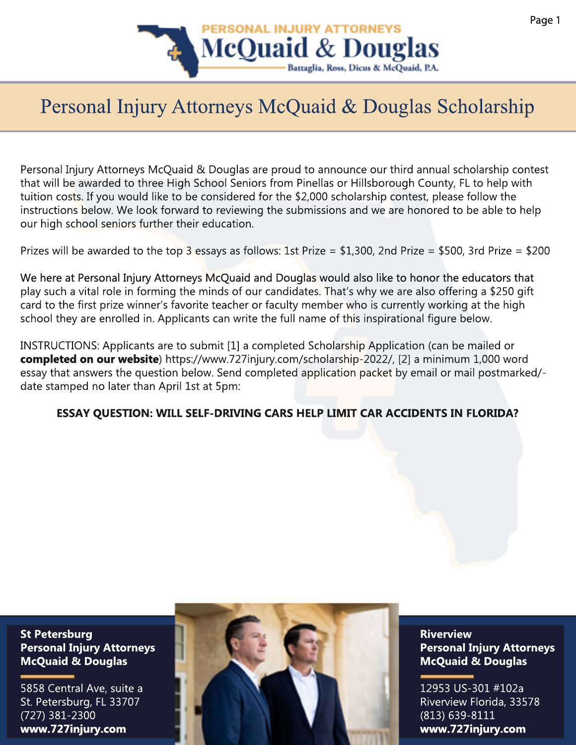PERSONAL INJURY ATTORNEYS
McQuaid & Douglas
Battaglia, Ross, Dicus & McQuaid, P.A.

# Personal Injury Attorneys McQuaid & Douglas Scholarship

Personal Injury Attorneys McQuaid & Douglas are proud to announce our third annual scholarship contest that will be awarded to three High School Seniors from Pinellas or Hillsborough County, FL to help with tuition costs. If you would like to be considered for the $2,000 scholarship contest, please follow the instructions below. We look forward to reviewing the submissions and we are honored to be able to help our high school seniors further their education.

Prizes will be awarded to the top 3 essays as follows: 1st Prize = $1,300, 2nd Prize = $500, 3rd Prize = $200

We here at Personal Injury Attorneys McQuaid and Douglas would also like to honor the educators that play such a vital role in forming the minds of our candidates. That's why we are also offering a $250 gift card to the first prize winner's favorite teacher or faculty member who is currently working at the high school they are enrolled in. Applicants can write the full name of this inspirational figure below.

INSTRUCTIONS: Applicants are to submit [1] a completed Scholarship Application (can be mailed or **completed on our website**) https://www.727injury.com/scholarship-2022/, [2] a minimum 1,000 word essay that answers the question below. Send completed application packet by email or mail postmarked/-date stamped no later than April 1st at 5pm:

**ESSAY QUESTION: WILL SELF-DRIVING CARS HELP LIMIT CAR ACCIDENTS IN FLORIDA?**

**St Petersburg**
**Personal Injury Attorneys**
**McQuaid & Douglas**

5858 Central Ave, suite a
St. Petersburg, FL 33707
(727) 381-2300
**www.727injury.com**

**Riverview**
**Personal Injury Attorneys**
**McQuaid & Douglas**

12953 US-301 #102a
Riverview Florida, 33578
(813) 639-8111
**www.727injury.com**